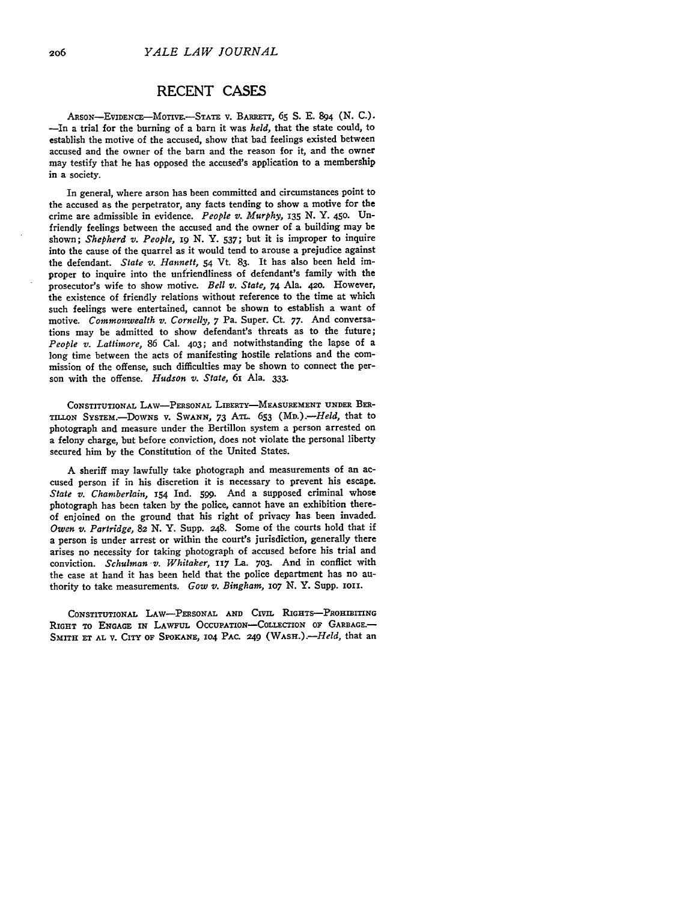## RECENT CASES

ARSON—EVIDENCE—MOTIVE.—STATE v. BARRETT, 65 S. E. 894 (N. C.). —In a trial for the burning of a barn it was *held*, that the state could, to establish the motive of the accused, show that bad feelings existed between accused and the owner of the barn and the reason for it, and the owner may testify that he has opposed the accused's application to a membership in a society.

In general, where arson has been committed and circumstances point to the accused as the perpetrator, any facts tending to show a motive for the crime are admissible in evidence. *People v. Murphy*, 135 N. Y. 450. Unfriendly feelings between the accused and the owner of a building may be shown; *Shepherd v. People*, 19 N. Y. 537; but it is improper to inquire into the cause of the quarrel as it would tend to arouse a prejudice against the defendant. *State v. Hannett*, 54 Vt. 83. It has also been held improper to inquire into the unfriendliness of defendant's family with the prosecutor's wife to show motive. *Bell v. State*, 74 Ala. 420. However, the existence of friendly relations without reference to the time at which such feelings were entertained, cannot be shown to establish a want of motive. *Commonwealth v. Cornelly*, 7 Pa. Super. Ct. 77. And conversations may be admitted to show defendant's threats as to the future; *People v. Lattimore*, 86 Cal. 403; and notwithstanding the lapse of a long time between the acts of manifesting hostile relations and the commission of the offense, such difficulties may be shown to connect the person with the offense. *Hudson v. State*, 61 Ala. 333.

CONSTITUTIONAL LAW—PERSONAL LIBERTY—MEASUREMENT UNDER BERTILLON SYSTEM.—DOWNS v. SWANN, 73 ATL. 653 (MD.).—*Held*, that to photograph and measure under the Bertillon system a person arrested on a felony charge, but before conviction, does not violate the personal liberty secured him by the Constitution of the United States.

A sheriff may lawfully take photograph and measurements of an accused person if in his discretion it is necessary to prevent his escape. *State v. Chamberlain*, 154 Ind. 599. And a supposed criminal whose photograph has been taken by the police, cannot have an exhibition thereof enjoined on the ground that his right of privacy has been invaded. *Owen v. Partridge*, 82 N. Y. Supp. 248. Some of the courts hold that if a person is under arrest or within the court's jurisdiction, generally there arises no necessity for taking photograph of accused before his trial and conviction. *Schulman v. Whitaker*, 117 La. 703. And in conflict with the case at hand it has been held that the police department has no authority to take measurements. *Gow v. Bingham*, 107 N. Y. Supp. 1011.

CONSTITUTIONAL LAW—PERSONAL AND CIVIL RIGHTS—PROHIBITING RIGHT TO ENGAGE IN LAWFUL OCCUPATION—COLLECTION OF GARBAGE.—SMITH ET AL v. CITY OF SPOKANE, 104 PAC. 249 (WASH.).—*Held*, that an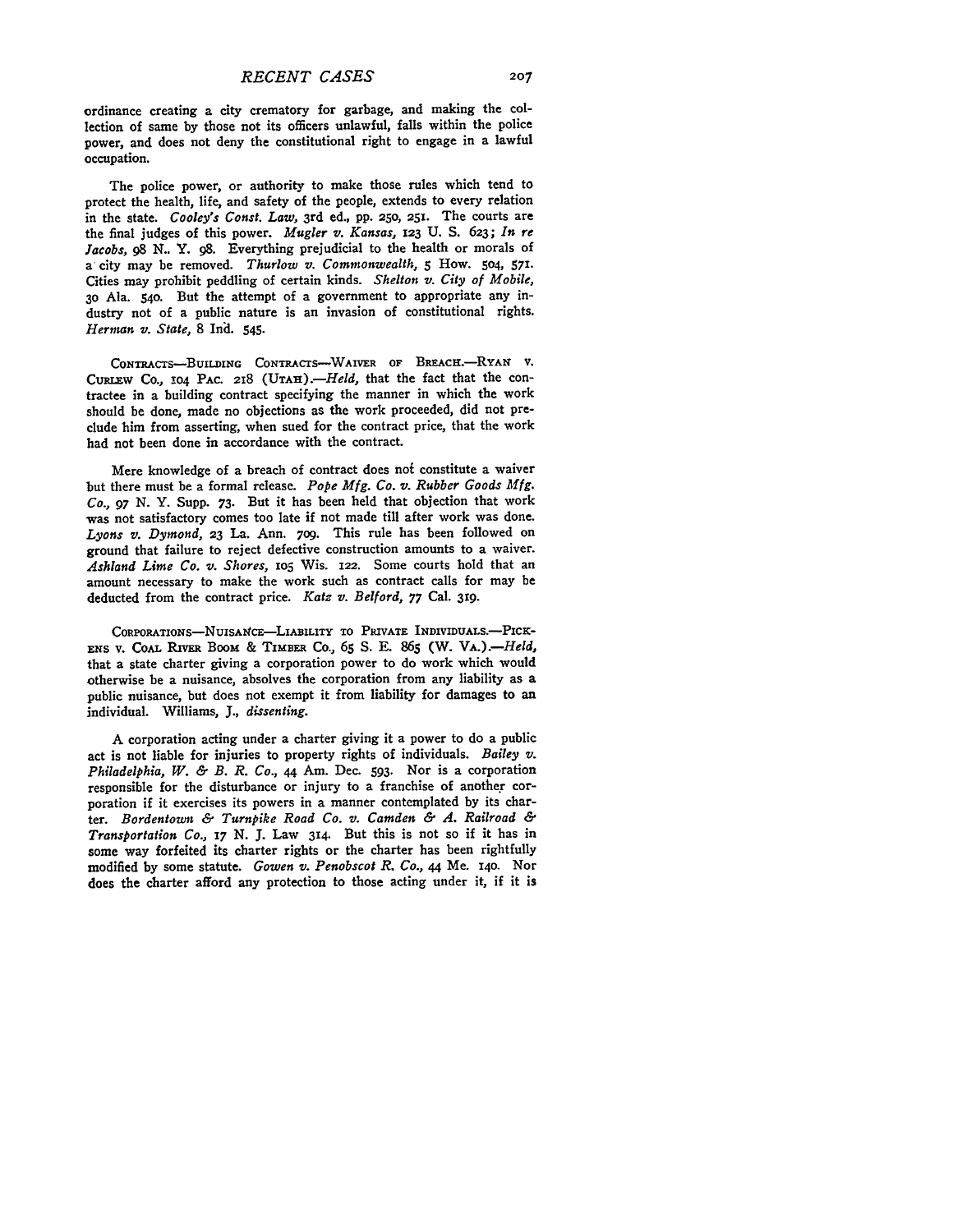ordinance creating a city crematory for garbage, and making the collection of same by those not its officers unlawful, falls within the police power, and does not deny the constitutional right to engage in a lawful occupation.

The police power, or authority to make those rules which tend to protect the health, life, and safety of the people, extends to every relation in the state. *Cooley's Const. Law*, 3rd ed., pp. 250, 251. The courts are the final judges of this power. *Mugler v. Kansas*, 123 U. S. 623; *In re Jacobs*, 98 N. Y. 98. Everything prejudicial to the health or morals of a city may be removed. *Thurlow v. Commonwealth*, 5 How. 504, 571. Cities may prohibit peddling of certain kinds. *Shelton v. City of Mobile*, 30 Ala. 540. But the attempt of a government to appropriate any industry not of a public nature is an invasion of constitutional rights. *Herman v. State*, 8 Ind. 545.

CONTRACTS—BUILDING CONTRACTS—WAIVER OF BREACH.—RYAN v. CURLEW CO., 104 PAC. 218 (UTAH).—*Held*, that the fact that the contractee in a building contract specifying the manner in which the work should be done, made no objections as the work proceeded, did not preclude him from asserting, when sued for the contract price, that the work had not been done in accordance with the contract.

Mere knowledge of a breach of contract does not constitute a waiver but there must be a formal release. *Pope Mfg. Co. v. Rubber Goods Mfg. Co.*, 97 N. Y. Supp. 73. But it has been held that objection that work was not satisfactory comes too late if not made till after work was done. *Lyons v. Dymond*, 23 La. Ann. 709. This rule has been followed on ground that failure to reject defective construction amounts to a waiver. *Ashland Lime Co. v. Shores*, 105 Wis. 122. Some courts hold that an amount necessary to make the work such as contract calls for may be deducted from the contract price. *Katz v. Belford*, 77 Cal. 319.

CORPORATIONS—NUISANCE—LIABILITY TO PRIVATE INDIVIDUALS.—PICKENS v. COAL RIVER BOOM & TIMBER CO., 65 S. E. 865 (W. VA.).—*Held*, that a state charter giving a corporation power to do work which would otherwise be a nuisance, absolves the corporation from any liability as a public nuisance, but does not exempt it from liability for damages to an individual. Williams, J., *dissenting*.

A corporation acting under a charter giving it a power to do a public act is not liable for injuries to property rights of individuals. *Bailey v. Philadelphia, W. & B. R. Co.*, 44 Am. Dec. 593. Nor is a corporation responsible for the disturbance or injury to a franchise of another corporation if it exercises its powers in a manner contemplated by its charter. *Bordentown & Turnpike Road Co. v. Camden & A. Railroad & Transportation Co.*, 17 N. J. Law 314. But this is not so if it has in some way forfeited its charter rights or the charter has been rightfully modified by some statute. *Gowen v. Penobscot R. Co.*, 44 Me. 140. Nor does the charter afford any protection to those acting under it, if it is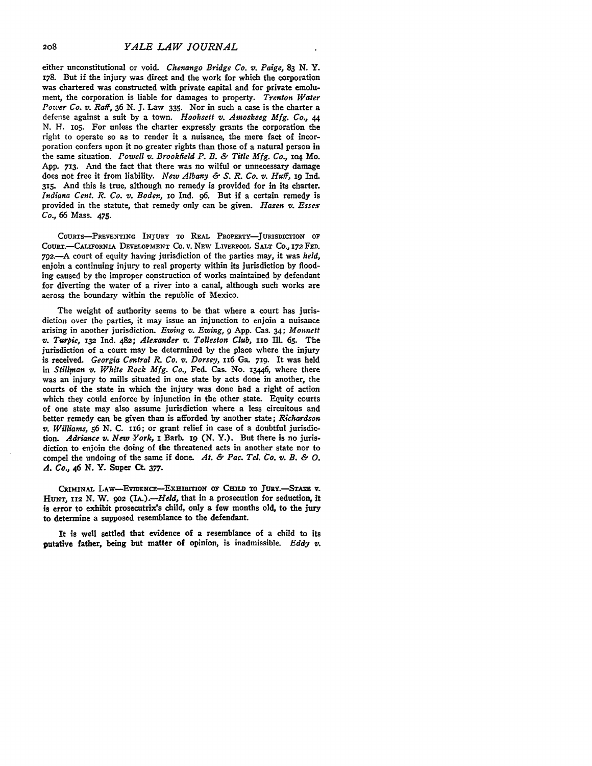either unconstitutional or void. *Chenango Bridge Co. v. Paige*, 83 N. Y. 178. But if the injury was direct and the work for which the corporation was chartered was constructed with private capital and for private emolument, the corporation is liable for damages to property. *Trenton Water Power Co. v. Raff*, 36 N. J. Law 335. Nor in such a case is the charter a defense against a suit by a town. *Hooksett v. Amoskeeg Mfg. Co.*, 44 N. H. 105. For unless the charter expressly grants the corporation the right to operate so as to render it a nuisance, the mere fact of incorporation confers upon it no greater rights than those of a natural person in the same situation. *Powell v. Brookfield P. B. & Title Mfg. Co.*, 104 Mo. App. 713. And the fact that there was no wilful or unnecessary damage does not free it from liability. *New Albany & S. R. Co. v. Huff*, 19 Ind. 315. And this is true, although no remedy is provided for in its charter. *Indiana Cent. R. Co. v. Boden*, 10 Ind. 96. But if a certain remedy is provided in the statute, that remedy only can be given. *Hazen v. Essex Co.*, 66 Mass. 475.

COURTS—PREVENTING INJURY TO REAL PROPERTY—JURISDICTION OF COURT.—CALIFORNIA DEVELOPMENT CO. v. NEW LIVERPOOL SALT CO., 172 FED. 792.—A court of equity having jurisdiction of the parties may, it was *held*, enjoin a continuing injury to real property within its jurisdiction by flooding caused by the improper construction of works maintained by defendant for diverting the water of a river into a canal, although such works are across the boundary within the republic of Mexico.

The weight of authority seems to be that where a court has jurisdiction over the parties, it may issue an injunction to enjoin a nuisance arising in another jurisdiction. *Ewing v. Ewing*, 9 App. Cas. 34; *Monnett v. Turpie*, 132 Ind. 482; *Alexander v. Tolleston Club*, 110 Ill. 65. The jurisdiction of a court may be determined by the place where the injury is received. *Georgia Central R. Co. v. Dorsey*, 116 Ga. 719. It was held in *Stillman v. White Rock Mfg. Co.*, Fed. Cas. No. 13446, where there was an injury to mills situated in one state by acts done in another, the courts of the state in which the injury was done had a right of action which they could enforce by injunction in the other state. Equity courts of one state may also assume jurisdiction where a less circuitous and better remedy can be given than is afforded by another state; *Richardson v. Williams*, 56 N. C. 116; or grant relief in case of a doubtful jurisdiction. *Adriance v. New York*, 1 Barb. 19 (N. Y.). But there is no jurisdiction to enjoin the doing of the threatened acts in another state nor to compel the undoing of the same if done. *At. & Pac. Tel. Co. v. B. & O. A. Co.*, 46 N. Y. Super Ct. 377.

CRIMINAL LAW—EVIDENCE—EXHIBITION OF CHILD TO JURY.—STATE v. HUNT, 112 N. W. 902 (IA.).—*Held*, that in a prosecution for seduction, it is error to exhibit prosecutrix's child, only a few months old, to the jury to determine a supposed resemblance to the defendant.

It is well settled that evidence of a resemblance of a child to its putative father, being but matter of opinion, is inadmissible. *Eddy v.*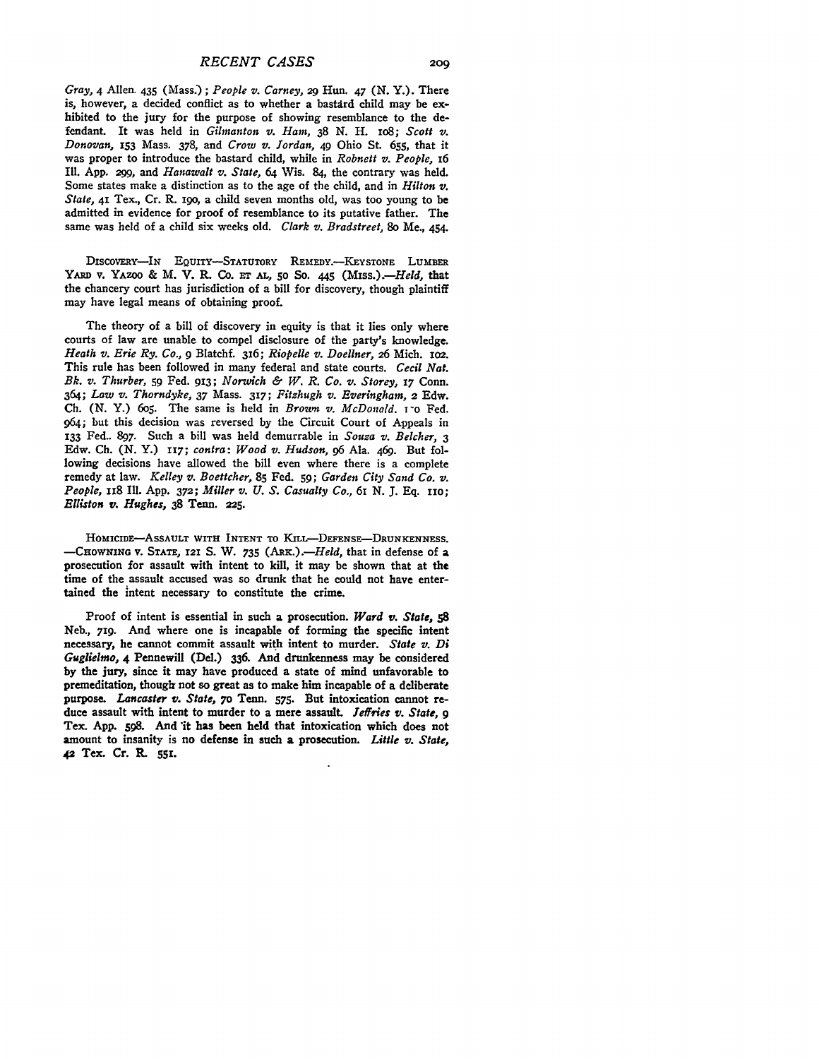*Gray*, 4 Allen. 435 (Mass.); *People v. Carney*, 29 Hun. 47 (N. Y.). There is, however, a decided conflict as to whether a bastard child may be exhibited to the jury for the purpose of showing resemblance to the defendant. It was held in *Gilmanton v. Ham*, 38 N. H. 108; *Scott v. Donovan*, 153 Mass. 378, and *Crow v. Jordan*, 49 Ohio St. 655, that it was proper to introduce the bastard child, while in *Robnett v. People*, 16 Ill. App. 299, and *Hanawalt v. State*, 64 Wis. 84, the contrary was held. Some states make a distinction as to the age of the child, and in *Hilton v. State*, 41 Tex., Cr. R. 190, a child seven months old, was too young to be admitted in evidence for proof of resemblance to its putative father. The same was held of a child six weeks old. *Clark v. Bradstreet*, 80 Me., 454.

DISCOVERY—IN EQUITY—STATUTORY REMEDY.—KEYSTONE LUMBER YARD v. YAZOO & M. V. R. CO. ET AL, 50 So. 445 (MISS.).—*Held*, that the chancery court has jurisdiction of a bill for discovery, though plaintiff may have legal means of obtaining proof.

The theory of a bill of discovery in equity is that it lies only where courts of law are unable to compel disclosure of the party's knowledge. *Heath v. Erie Ry. Co.*, 9 Blatchf. 316; *Riopelle v. Doellner*, 26 Mich. 102. This rule has been followed in many federal and state courts. *Cecil Nat. Bk. v. Thurber*, 59 Fed. 913; *Norwich & W. R. Co. v. Storey*, 17 Conn. 364; *Law v. Thorndyke*, 37 Mass. 317; *Fitzhugh v. Everingham*, 2 Edw. Ch. (N. Y.) 605. The same is held in *Brown v. McDonald*. 1-0 Fed. 964; but this decision was reversed by the Circuit Court of Appeals in 133 Fed.. 897. Such a bill was held demurrable in *Souza v. Belcher*, 3 Edw. Ch. (N. Y.) 117; *contra*: *Wood v. Hudson*, 96 Ala. 469. But following decisions have allowed the bill even where there is a complete remedy at law. *Kelley v. Boettcher*, 85 Fed. 59; *Garden City Sand Co. v. People*, 118 Ill. App. 372; *Miller v. U. S. Casualty Co.*, 61 N. J. Eq. 110; *Elliston v. Hughes*, 38 Tenn. 225.

HOMICIDE—ASSAULT WITH INTENT TO KILL—DEFENSE—DRUNKENNESS.—CHOWNING v. STATE, 121 S. W. 735 (ARK.).—*Held*, that in defense of a prosecution for assault with intent to kill, it may be shown that at the time of the assault accused was so drunk that he could not have entertained the intent necessary to constitute the crime.

Proof of intent is essential in such a prosecution. *Ward v. State*, 58 Neb., 719. And where one is incapable of forming the specific intent necessary, he cannot commit assault with intent to murder. *State v. Di Guglielmo*, 4 Pennewill (Del.) 336. And drunkenness may be considered by the jury, since it may have produced a state of mind unfavorable to premeditation, though not so great as to make him incapable of a deliberate purpose. *Lancaster v. State*, 70 Tenn. 575. But intoxication cannot reduce assault with intent to murder to a mere assault. *Jeffries v. State*, 9 Tex. App. 598. And it has been held that intoxication which does not amount to insanity is no defense in such a prosecution. *Little v. State*, 42 Tex. Cr. R. 551.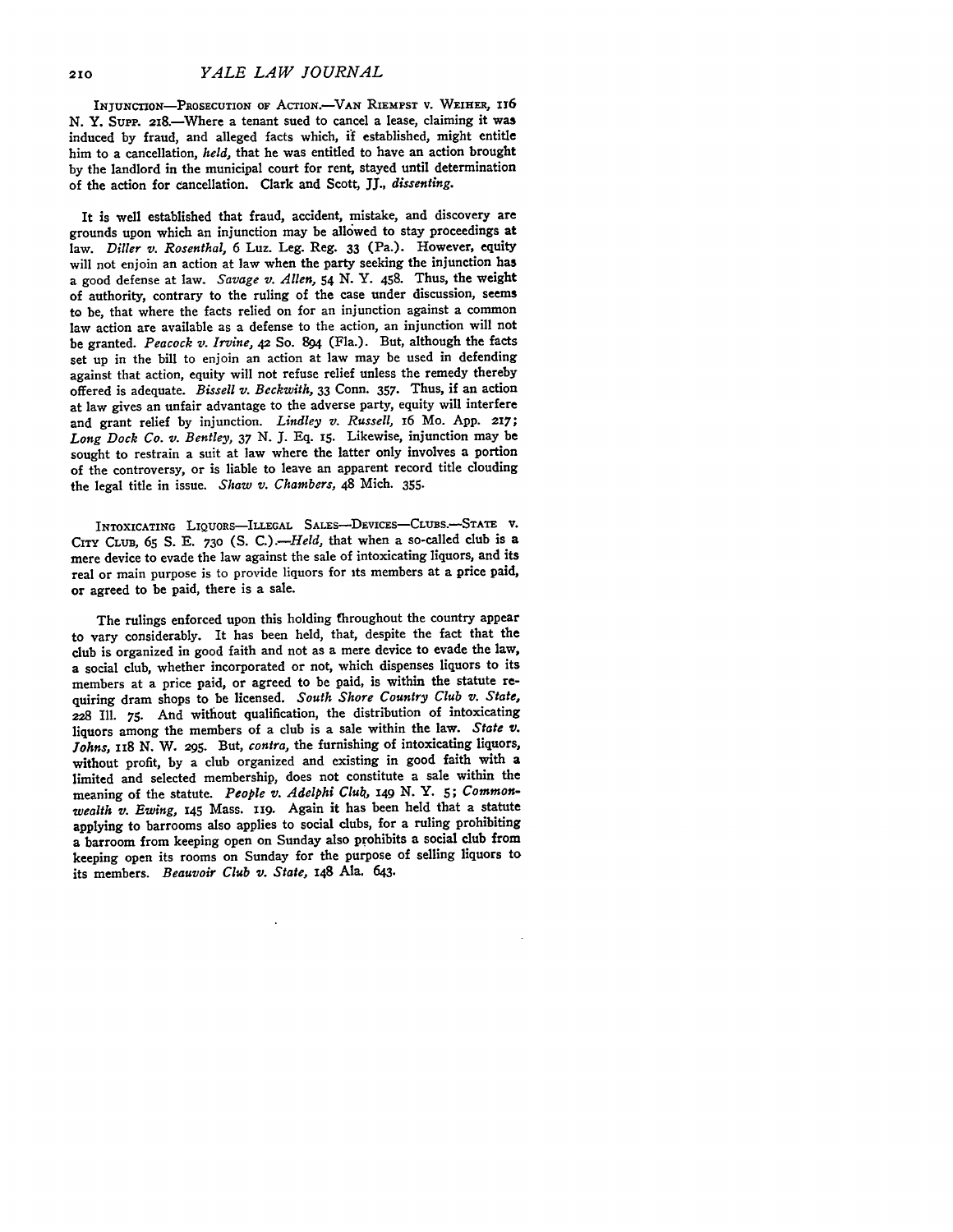INJUNCTION—PROSECUTION OF ACTION.—VAN RIEMPST v. WEIHER, 116 N. Y. SUPP. 218.—Where a tenant sued to cancel a lease, claiming it was induced by fraud, and alleged facts which, if established, might entitle him to a cancellation, *held*, that he was entitled to have an action brought by the landlord in the municipal court for rent, stayed until determination of the action for cancellation. Clark and Scott, JJ., *dissenting*.

It is well established that fraud, accident, mistake, and discovery are grounds upon which an injunction may be allowed to stay proceedings at law. *Diller v. Rosenthal*, 6 Luz. Leg. Reg. 33 (Pa.). However, equity will not enjoin an action at law when the party seeking the injunction has a good defense at law. *Savage v. Allen*, 54 N. Y. 458. Thus, the weight of authority, contrary to the ruling of the case under discussion, seems to be, that where the facts relied on for an injunction against a common law action are available as a defense to the action, an injunction will not be granted. *Peacock v. Irvine*, 42 So. 894 (Fla.). But, although the facts set up in the bill to enjoin an action at law may be used in defending against that action, equity will not refuse relief unless the remedy thereby offered is adequate. *Bissell v. Beckwith*, 33 Conn. 357. Thus, if an action at law gives an unfair advantage to the adverse party, equity will interfere and grant relief by injunction. *Lindley v. Russell*, 16 Mo. App. 217; *Long Dock Co. v. Bentley*, 37 N. J. Eq. 15. Likewise, injunction may be sought to restrain a suit at law where the latter only involves a portion of the controversy, or is liable to leave an apparent record title clouding the legal title in issue. *Shaw v. Chambers*, 48 Mich. 355.

INTOXICATING LIQUORS—ILLEGAL SALES—DEVICES—CLUBS.—STATE v. CITY CLUB, 65 S. E. 730 (S. C.).—*Held*, that when a so-called club is a mere device to evade the law against the sale of intoxicating liquors, and its real or main purpose is to provide liquors for its members at a price paid, or agreed to be paid, there is a sale.

The rulings enforced upon this holding throughout the country appear to vary considerably. It has been held, that, despite the fact that the club is organized in good faith and not as a mere device to evade the law, a social club, whether incorporated or not, which dispenses liquors to its members at a price paid, or agreed to be paid, is within the statute requiring dram shops to be licensed. *South Shore Country Club v. State*, 228 Ill. 75. And without qualification, the distribution of intoxicating liquors among the members of a club is a sale within the law. *State v. Johns*, 118 N. W. 295. But, *contra*, the furnishing of intoxicating liquors, without profit, by a club organized and existing in good faith with a limited and selected membership, does not constitute a sale within the meaning of the statute. *People v. Adelphi Club*, 149 N. Y. 5; *Commonwealth v. Ewing*, 145 Mass. 119. Again it has been held that a statute applying to barrooms also applies to social clubs, for a ruling prohibiting a barroom from keeping open on Sunday also prohibits a social club from keeping open its rooms on Sunday for the purpose of selling liquors to its members. *Beauvoir Club v. State*, 148 Ala. 643.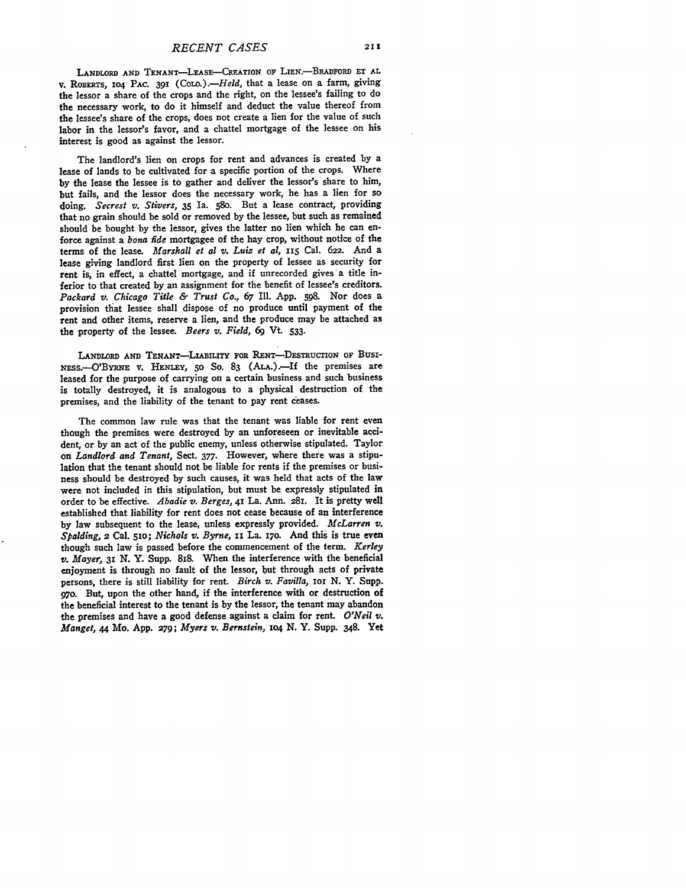LANDLORD AND TENANT—LEASE—CREATION OF LIEN.—BRADFORD ET AL v. ROBERTS, 104 PAC. 391 (COLO.).—*Held*, that a lease on a farm, giving the lessor a share of the crops and the right, on the lessee's failing to do the necessary work, to do it himself and deduct the value thereof from the lessee's share of the crops, does not create a lien for the value of such labor in the lessor's favor, and a chattel mortgage of the lessee on his interest is good as against the lessor.

The landlord's lien on crops for rent and advances is created by a lease of lands to be cultivated for a specific portion of the crops. Where by the lease the lessee is to gather and deliver the lessor's share to him, but fails, and the lessor does the necessary work, he has a lien for so doing. *Secrest v. Stivers*, 35 Ia. 580. But a lease contract, providing that no grain should be sold or removed by the lessee, but such as remained should be bought by the lessor, gives the latter no lien which he can enforce against a *bona fide* mortgagee of the hay crop, without notice of the terms of the lease. *Marshall et al v. Luiz et al*, 115 Cal. 622. And a lease giving landlord first lien on the property of lessee as security for rent is, in effect, a chattel mortgage, and if unrecorded gives a title inferior to that created by an assignment for the benefit of lessee's creditors. *Packard v. Chicago Title & Trust Co.*, 67 Ill. App. 598. Nor does a provision that lessee shall dispose of no produce until payment of the rent and other items, reserve a lien, and the produce may be attached as the property of the lessee. *Beers v. Field*, 69 Vt. 533.

LANDLORD AND TENANT—LIABILITY FOR RENT—DESTRUCTION OF BUSINESS.—O'BYRNE v. HENLEY, 50 So. 83 (ALA.).—If the premises are leased for the purpose of carrying on a certain business and such business is totally destroyed, it is analogous to a physical destruction of the premises, and the liability of the tenant to pay rent ceases.

The common law rule was that the tenant was liable for rent even though the premises were destroyed by an unforeseen or inevitable accident, or by an act of the public enemy, unless otherwise stipulated. Taylor on *Landlord and Tenant*, Sect. 377. However, where there was a stipulation that the tenant should not be liable for rents if the premises or business should be destroyed by such causes, it was held that acts of the law were not included in this stipulation, but must be expressly stipulated in order to be effective. *Abadie v. Berges*, 41 La. Ann. 281. It is pretty well established that liability for rent does not cease because of an interference by law subsequent to the lease, unless expressly provided. *McLarren v. Spalding*, 2 Cal. 510; *Nichols v. Byrne*, 11 La. 170. And this is true even though such law is passed before the commencement of the term. *Kerley v. Mayer*, 31 N. Y. Supp. 818. When the interference with the beneficial enjoyment is through no fault of the lessor, but through acts of private persons, there is still liability for rent. *Birch v. Favilla*, 101 N. Y. Supp. 970. But, upon the other hand, if the interference with or destruction of the beneficial interest to the tenant is by the lessor, the tenant may abandon the premises and have a good defense against a claim for rent. *O'Neil v. Manget*, 44 Mo. App. 279; *Myers v. Bernstein*, 104 N. Y. Supp. 348. Yet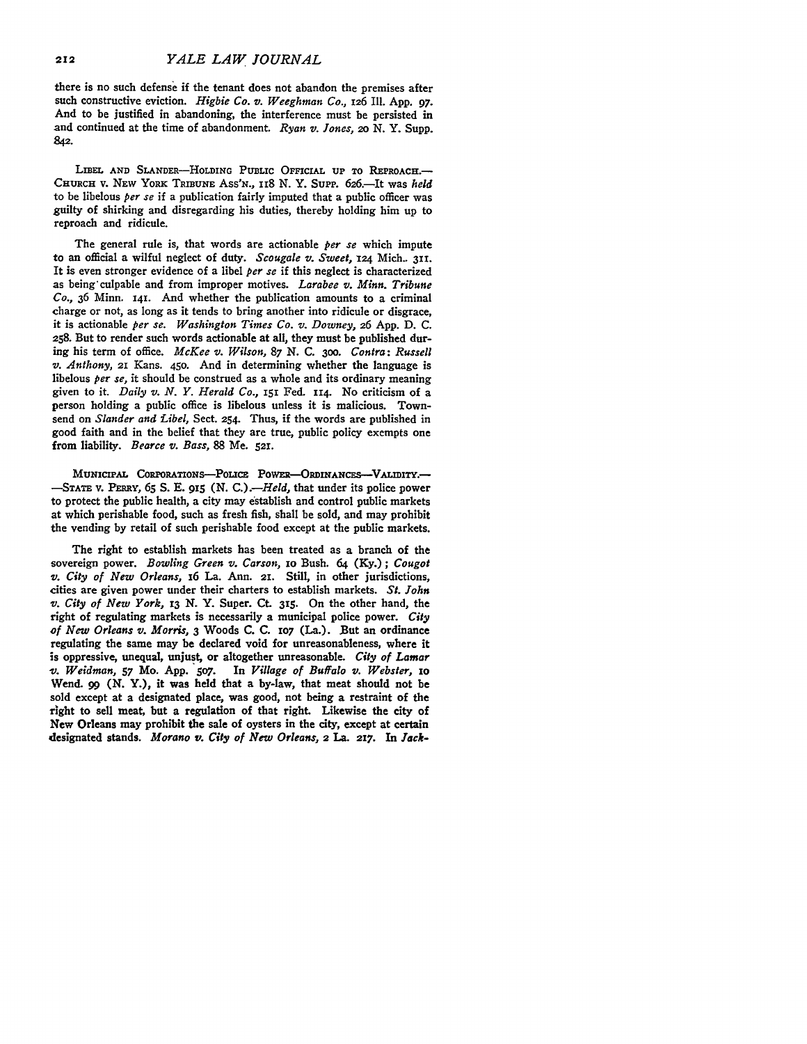there is no such defense if the tenant does not abandon the premises after such constructive eviction. *Higbie Co. v. Weeghman Co.*, 126 Ill. App. 97. And to be justified in abandoning, the interference must be persisted in and continued at the time of abandonment. *Ryan v. Jones*, 20 N. Y. Supp. 842.

LIBEL AND SLANDER—HOLDING PUBLIC OFFICIAL UP TO REPROACH.—CHURCH v. NEW YORK TRIBUNE ASS'N., 118 N. Y. SUPP. 626.—It was *held* to be libelous *per se* if a publication fairly imputed that a public officer was guilty of shirking and disregarding his duties, thereby holding him up to reproach and ridicule.

The general rule is, that words are actionable *per se* which impute to an official a wilful neglect of duty. *Scougale v. Sweet*, 124 Mich. 311. It is even stronger evidence of a libel *per se* if this neglect is characterized as being culpable and from improper motives. *Larabee v. Minn. Tribune Co.*, 36 Minn. 141. And whether the publication amounts to a criminal charge or not, as long as it tends to bring another into ridicule or disgrace, it is actionable *per se*. *Washington Times Co. v. Downey*, 26 App. D. C. 258. But to render such words actionable at all, they must be published during his term of office. *McKee v. Wilson*, 87 N. C. 300. *Contra*: *Russell v. Anthony*, 21 Kans. 450. And in determining whether the language is libelous *per se*, it should be construed as a whole and its ordinary meaning given to it. *Daily v. N. Y. Herald Co.*, 151 Fed. 114. No criticism of a person holding a public office is libelous unless it is malicious. Townsend on *Slander and Libel*, Sect. 254. Thus, if the words are published in good faith and in the belief that they are true, public policy exempts one from liability. *Bearce v. Bass*, 88 Me. 521.

MUNICIPAL CORPORATIONS—POLICE POWER—ORDINANCES—VALIDITY.—STATE v. PERRY, 65 S. E. 915 (N. C.).—*Held*, that under its police power to protect the public health, a city may establish and control public markets at which perishable food, such as fresh fish, shall be sold, and may prohibit the vending by retail of such perishable food except at the public markets.

The right to establish markets has been treated as a branch of the sovereign power. *Bowling Green v. Carson*, 10 Bush. 64 (Ky.); *Cougot v. City of New Orleans*, 16 La. Ann. 21. Still, in other jurisdictions, cities are given power under their charters to establish markets. *St. John v. City of New York*, 13 N. Y. Super. Ct. 315. On the other hand, the right of regulating markets is necessarily a municipal police power. *City of New Orleans v. Morris*, 3 Woods C. C. 107 (La.). But an ordinance regulating the same may be declared void for unreasonableness, where it is oppressive, unequal, unjust, or altogether unreasonable. *City of Lamar v. Weidman*, 57 Mo. App. 507. In *Village of Buffalo v. Webster*, 10 Wend. 99 (N. Y.), it was held that a by-law, that meat should not be sold except at a designated place, was good, not being a restraint of the right to sell meat, but a regulation of that right. Likewise the city of New Orleans may prohibit the sale of oysters in the city, except at certain designated stands. *Morano v. City of New Orleans*, 2 La. 217. In *Jack-*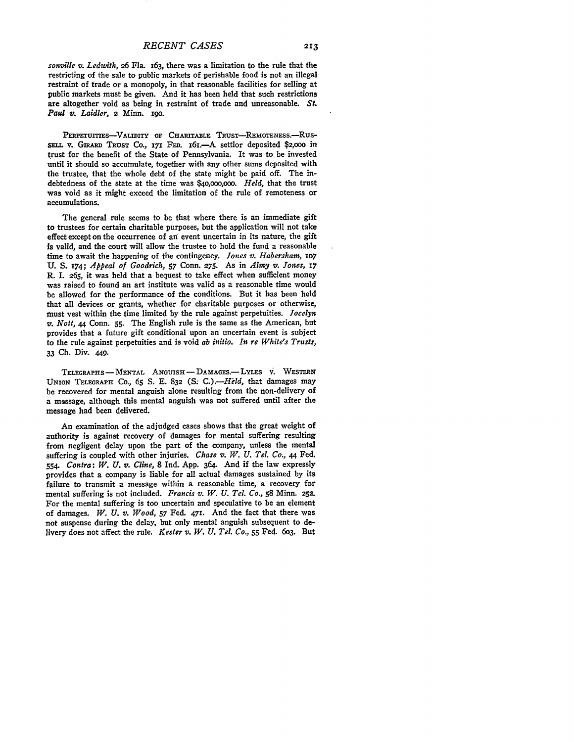*sonville v. Ledwith*, 26 Fla. 163, there was a limitation to the rule that the restricting of the sale to public markets of perishable food is not an illegal restraint of trade or a monopoly, in that reasonable facilities for selling at public markets must be given. And it has been held that such restrictions are altogether void as being in restraint of trade and unreasonable. *St. Paul v. Laidler*, 2 Minn. 190.

PERPETUITIES—VALIDITY OF CHARITABLE TRUST—REMOTENESS.—RUSSELL v. GIRARD TRUST CO., 171 FED. 161.—A settlor deposited $2,000 in trust for the benefit of the State of Pennsylvania. It was to be invested until it should so accumulate, together with any other sums deposited with the trustee, that the whole debt of the state might be paid off. The indebtedness of the state at the time was $40,000,000. *Held*, that the trust was void as it might exceed the limitation of the rule of remoteness or accumulations.

The general rule seems to be that where there is an immediate gift to trustees for certain charitable purposes, but the application will not take effect except on the occurrence of an event uncertain in its nature, the gift is valid, and the court will allow the trustee to hold the fund a reasonable time to await the happening of the contingency. *Jones v. Habersham*, 107 U. S. 174; *Appeal of Goodrich*, 57 Conn. 275. As in *Almy v. Jones*, 17 R. I. 265, it was held that a bequest to take effect when sufficient money was raised to found an art institute was valid as a reasonable time would be allowed for the performance of the conditions. But it has been held that all devices or grants, whether for charitable purposes or otherwise, must vest within the time limited by the rule against perpetuities. *Jocelyn v. Nott*, 44 Conn. 55. The English rule is the same as the American, but provides that a future gift conditional upon an uncertain event is subject to the rule against perpetuities and is void *ab initio*. *In re White's Trusts*, 33 Ch. Div. 449.

TELEGRAPHS — MENTAL ANGUISH — DAMAGES.— LYLES v. WESTERN UNION TELEGRAPH CO., 65 S. E. 832 (S. C.).—*Held*, that damages may be recovered for mental anguish alone resulting from the non-delivery of a message, although this mental anguish was not suffered until after the message had been delivered.

An examination of the adjudged cases shows that the great weight of authority is against recovery of damages for mental suffering resulting from negligent delay upon the part of the company, unless the mental suffering is coupled with other injuries. *Chase v. W. U. Tel. Co.*, 44 Fed. 554. *Contra*: *W. U. v. Cline*, 8 Ind. App. 364. And if the law expressly provides that a company is liable for all actual damages sustained by its failure to transmit a message within a reasonable time, a recovery for mental suffering is not included. *Francis v. W. U. Tel. Co.*, 58 Minn. 252. For the mental suffering is too uncertain and speculative to be an element of damages. *W. U. v. Wood*, 57 Fed. 471. And the fact that there was not suspense during the delay, but only mental anguish subsequent to delivery does not affect the rule. *Kester v. W. U. Tel. Co.*, 55 Fed. 603. But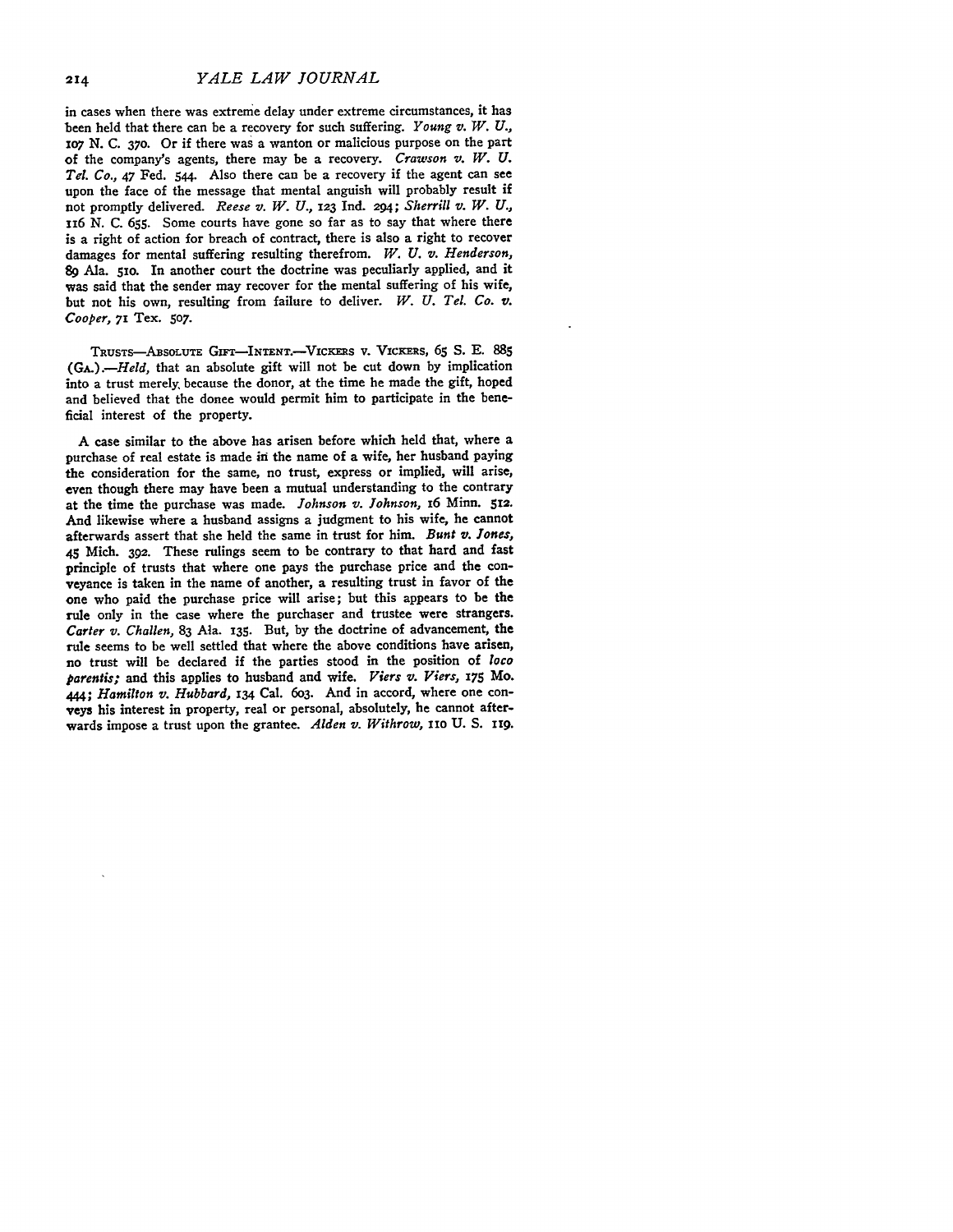in cases when there was extreme delay under extreme circumstances, it has been held that there can be a recovery for such suffering. *Young v. W. U.*, 107 N. C. 370. Or if there was a wanton or malicious purpose on the part of the company's agents, there may be a recovery. *Crawson v. W. U. Tel. Co.*, 47 Fed. 544. Also there can be a recovery if the agent can see upon the face of the message that mental anguish will probably result if not promptly delivered. *Reese v. W. U.*, 123 Ind. 294; *Sherrill v. W. U.*, 116 N. C. 655. Some courts have gone so far as to say that where there is a right of action for breach of contract, there is also a right to recover damages for mental suffering resulting therefrom. *W. U. v. Henderson*, 89 Ala. 510. In another court the doctrine was peculiarly applied, and it was said that the sender may recover for the mental suffering of his wife, but not his own, resulting from failure to deliver. *W. U. Tel. Co. v. Cooper*, 71 Tex. 507.

TRUSTS—ABSOLUTE GIFT—INTENT.—VICKERS v. VICKERS, 65 S. E. 885 (GA.).—*Held*, that an absolute gift will not be cut down by implication into a trust merely because the donor, at the time he made the gift, hoped and believed that the donee would permit him to participate in the beneficial interest of the property.

A case similar to the above has arisen before which held that, where a purchase of real estate is made in the name of a wife, her husband paying the consideration for the same, no trust, express or implied, will arise, even though there may have been a mutual understanding to the contrary at the time the purchase was made. *Johnson v. Johnson*, 16 Minn. 512. And likewise where a husband assigns a judgment to his wife, he cannot afterwards assert that she held the same in trust for him. *Bunt v. Jones*, 45 Mich. 392. These rulings seem to be contrary to that hard and fast principle of trusts that where one pays the purchase price and the conveyance is taken in the name of another, a resulting trust in favor of the one who paid the purchase price will arise; but this appears to be the rule only in the case where the purchaser and trustee were strangers. *Carter v. Challen*, 83 Ala. 135. But, by the doctrine of advancement, the rule seems to be well settled that where the above conditions have arisen, no trust will be declared if the parties stood in the position of *loco parentis;* and this applies to husband and wife. *Viers v. Viers*, 175 Mo. 444; *Hamilton v. Hubbard*, 134 Cal. 603. And in accord, where one conveys his interest in property, real or personal, absolutely, he cannot afterwards impose a trust upon the grantee. *Alden v. Withrow*, 110 U. S. 119.